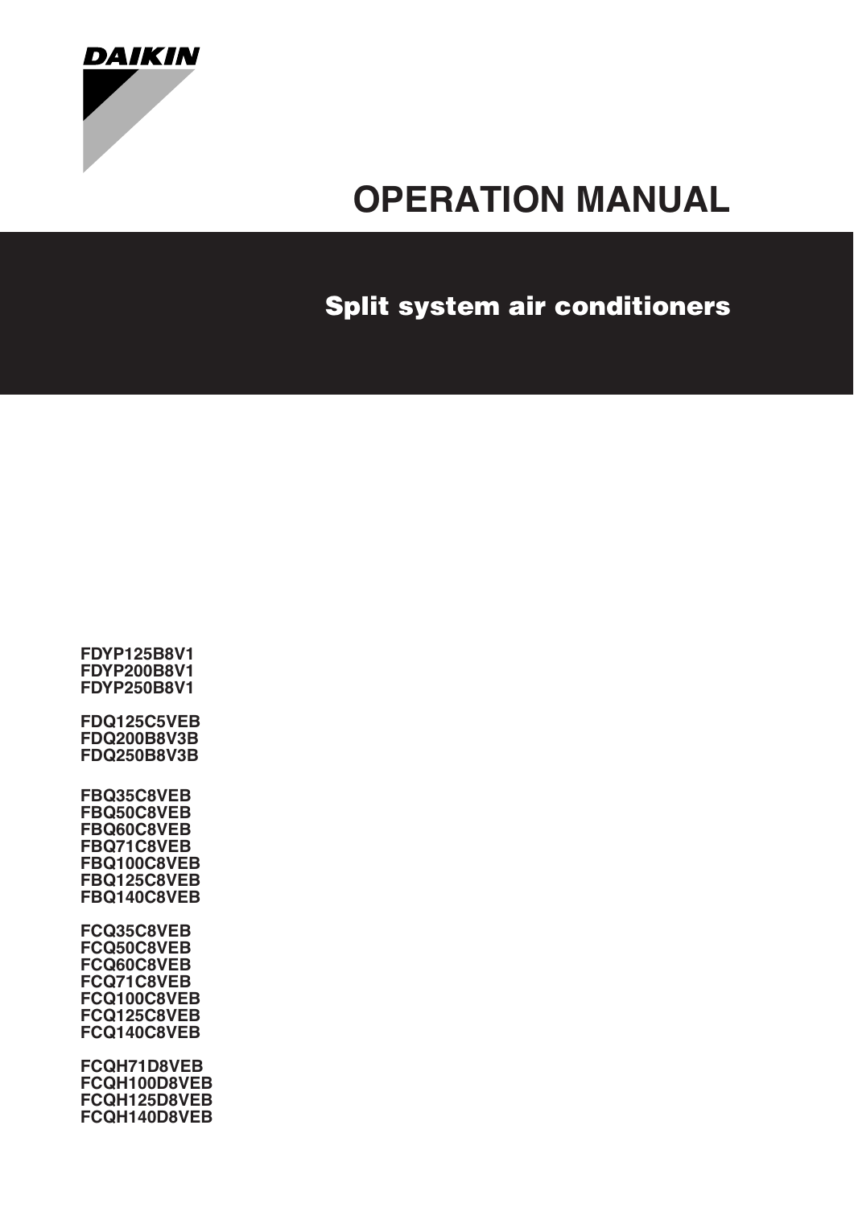DAIKIN

# OPERATION MANUAL

## Split system air conditioners

**FDYP125B8V1**
**FDYP200B8V1**
**FDYP250B8V1**

**FDQ125C5VEB**
**FDQ200B8V3B**
**FDQ250B8V3B**

**FBQ35C8VEB**
**FBQ50C8VEB**
**FBQ60C8VEB**
**FBQ71C8VEB**
**FBQ100C8VEB**
**FBQ125C8VEB**
**FBQ140C8VEB**

**FCQ35C8VEB**
**FCQ50C8VEB**
**FCQ60C8VEB**
**FCQ71C8VEB**
**FCQ100C8VEB**
**FCQ125C8VEB**
**FCQ140C8VEB**

**FCQH71D8VEB**
**FCQH100D8VEB**
**FCQH125D8VEB**
**FCQH140D8VEB**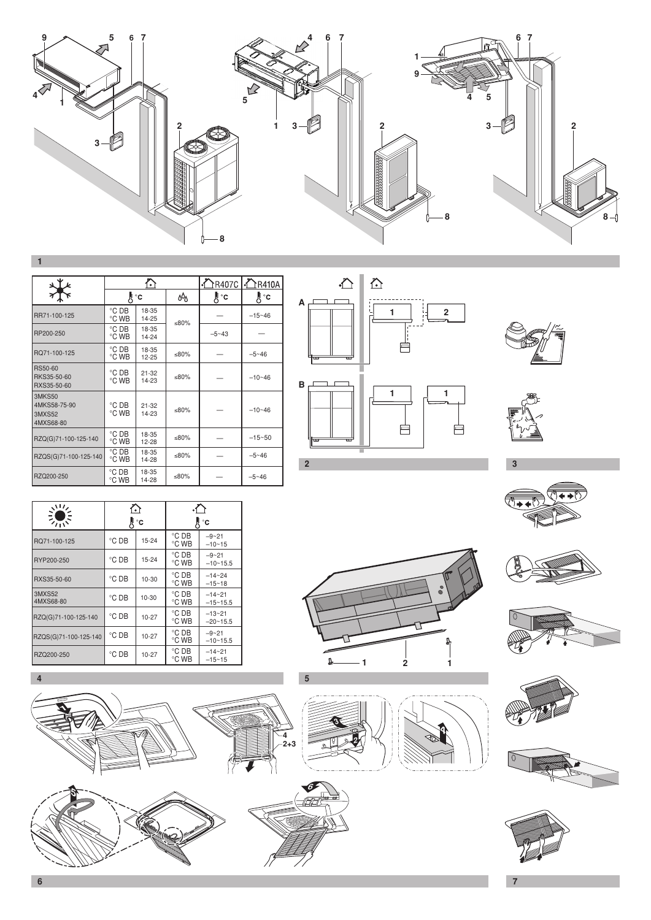**1**

| ❄ | (indoor) | | | (outdoor) R407C | (outdoor) R410A |
|---|---|---|---|---|---|
| | °C | | % | °C | °C |
| RR71-100-125 | °C DB<br>°C WB | 18-35<br>14-25 | ≤80% | — | –15~46 |
| RP200-250 | °C DB<br>°C WB | 18-35<br>14-24 | | –5~43 | — |
| RQ71-100-125 | °C DB<br>°C WB | 18-35<br>12-25 | ≤80% | — | –5~46 |
| RS50-60<br>RKS35-50-60<br>RXS35-50-60 | °C DB<br>°C WB | 21-32<br>14-23 | ≤80% | — | –10~46 |
| 3MKS50<br>4MKS58-75-90<br>3MXS52<br>4MXS68-80 | °C DB<br>°C WB | 21-32<br>14-23 | ≤80% | — | –10~46 |
| RZQ(G)71-100-125-140 | °C DB<br>°C WB | 18-35<br>12-28 | ≤80% | — | –15~50 |
| RZQS(G)71-100-125-140 | °C DB<br>°C WB | 18-35<br>14-28 | ≤80% | — | –5~46 |
| RZQ200-250 | °C DB<br>°C WB | 18-35<br>14-28 | ≤80% | — | –5~46 |

**2**

**3**

| ☀ | (indoor) °C | | (outdoor) °C | |
|---|---|---|---|---|
| RQ71-100-125 | °C DB | 15-24 | °C DB<br>°C WB | –9~21<br>–10~15 |
| RYP200-250 | °C DB | 15-24 | °C DB<br>°C WB | –9~21<br>–10~15.5 |
| RXS35-50-60 | °C DB | 10-30 | °C DB<br>°C WB | –14~24<br>–15~18 |
| 3MXS52<br>4MXS68-80 | °C DB | 10-30 | °C DB<br>°C WB | –14~21<br>–15~15.5 |
| RZQ(G)71-100-125-140 | °C DB | 10-27 | °C DB<br>°C WB | –13~21<br>–20~15.5 |
| RZQS(G)71-100-125-140 | °C DB | 10-27 | °C DB<br>°C WB | –9~21<br>–10~15.5 |
| RZQ200-250 | °C DB | 10-27 | °C DB<br>°C WB | –14~21<br>–15~15 |

**4**

**5**

**6**

**7**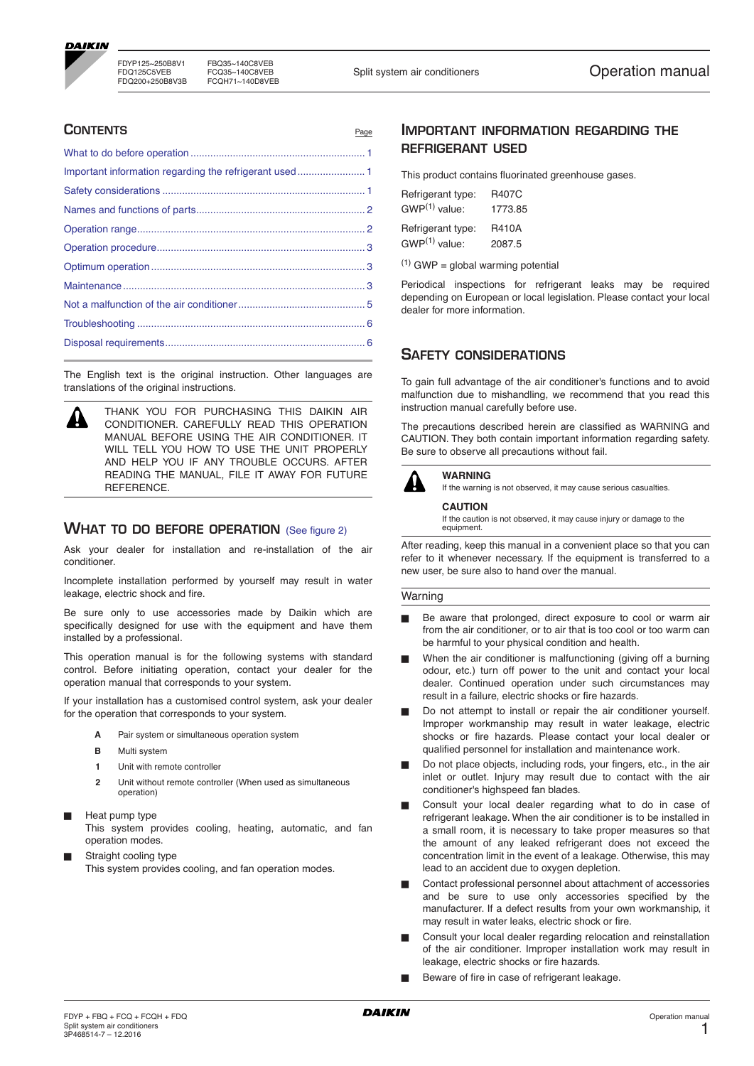## Contents

| | Page |
|---|---|
| What to do before operation | 1 |
| Important information regarding the refrigerant used | 1 |
| Safety considerations | 1 |
| Names and functions of parts | 2 |
| Operation range | 2 |
| Operation procedure | 3 |
| Optimum operation | 3 |
| Maintenance | 3 |
| Not a malfunction of the air conditioner | 5 |
| Troubleshooting | 6 |
| Disposal requirements | 6 |

The English text is the original instruction. Other languages are translations of the original instructions.

THANK YOU FOR PURCHASING THIS DAIKIN AIR CONDITIONER. CAREFULLY READ THIS OPERATION MANUAL BEFORE USING THE AIR CONDITIONER. IT WILL TELL YOU HOW TO USE THE UNIT PROPERLY AND HELP YOU IF ANY TROUBLE OCCURS. AFTER READING THE MANUAL, FILE IT AWAY FOR FUTURE REFERENCE.

## What to do before operation (See figure 2)

Ask your dealer for installation and re-installation of the air conditioner.

Incomplete installation performed by yourself may result in water leakage, electric shock and fire.

Be sure only to use accessories made by Daikin which are specifically designed for use with the equipment and have them installed by a professional.

This operation manual is for the following systems with standard control. Before initiating operation, contact your dealer for the operation manual that corresponds to your system.

If your installation has a customised control system, ask your dealer for the operation that corresponds to your system.

- **A** Pair system or simultaneous operation system
- **B** Multi system
- **1** Unit with remote controller
- **2** Unit without remote controller (When used as simultaneous operation)

- Heat pump type
  This system provides cooling, heating, automatic, and fan operation modes.
- Straight cooling type
  This system provides cooling, and fan operation modes.

## Important information regarding the refrigerant used

This product contains fluorinated greenhouse gases.

Refrigerant type: R407C
GWP[(1)] value: 1773.85

Refrigerant type: R410A
GWP[(1)] value: 2087.5

(1) GWP = global warming potential

Periodical inspections for refrigerant leaks may be required depending on European or local legislation. Please contact your local dealer for more information.

## Safety considerations

To gain full advantage of the air conditioner's functions and to avoid malfunction due to mishandling, we recommend that you read this instruction manual carefully before use.

The precautions described herein are classified as WARNING and CAUTION. They both contain important information regarding safety. Be sure to observe all precautions without fail.

**WARNING**
If the warning is not observed, it may cause serious casualties.

**CAUTION**
If the caution is not observed, it may cause injury or damage to the equipment.

After reading, keep this manual in a convenient place so that you can refer to it whenever necessary. If the equipment is transferred to a new user, be sure also to hand over the manual.

### Warning

- Be aware that prolonged, direct exposure to cool or warm air from the air conditioner, or to air that is too cool or too warm can be harmful to your physical condition and health.
- When the air conditioner is malfunctioning (giving off a burning odour, etc.) turn off power to the unit and contact your local dealer. Continued operation under such circumstances may result in a failure, electric shocks or fire hazards.
- Do not attempt to install or repair the air conditioner yourself. Improper workmanship may result in water leakage, electric shocks or fire hazards. Please contact your local dealer or qualified personnel for installation and maintenance work.
- Do not place objects, including rods, your fingers, etc., in the air inlet or outlet. Injury may result due to contact with the air conditioner's highspeed fan blades.
- Consult your local dealer regarding what to do in case of refrigerant leakage. When the air conditioner is to be installed in a small room, it is necessary to take proper measures so that the amount of any leaked refrigerant does not exceed the concentration limit in the event of a leakage. Otherwise, this may lead to an accident due to oxygen depletion.
- Contact professional personnel about attachment of accessories and be sure to use only accessories specified by the manufacturer. If a defect results from your own workmanship, it may result in water leaks, electric shock or fire.
- Consult your local dealer regarding relocation and reinstallation of the air conditioner. Improper installation work may result in leakage, electric shocks or fire hazards.
- Beware of fire in case of refrigerant leakage.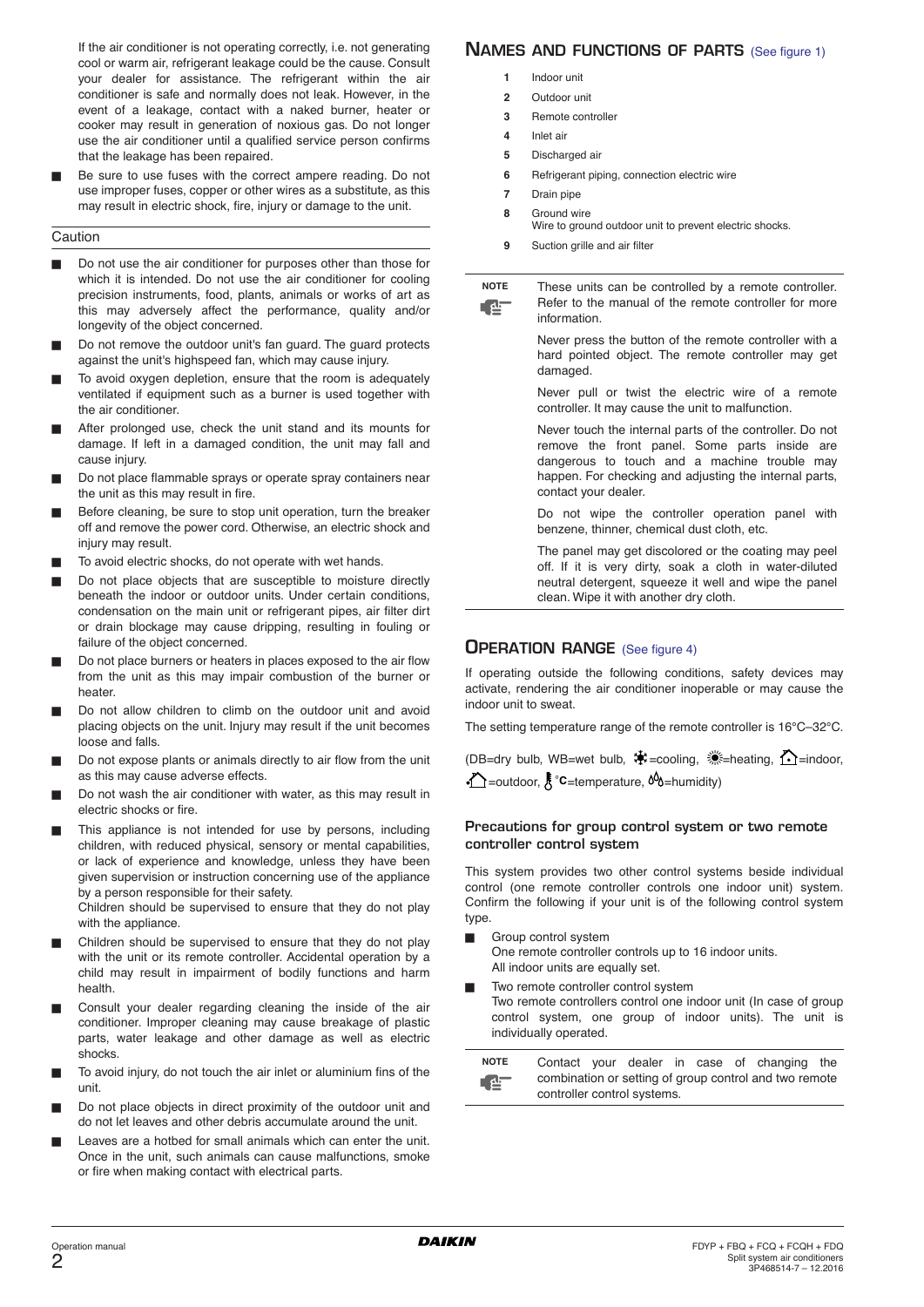If the air conditioner is not operating correctly, i.e. not generating cool or warm air, refrigerant leakage could be the cause. Consult your dealer for assistance. The refrigerant within the air conditioner is safe and normally does not leak. However, in the event of a leakage, contact with a naked burner, heater or cooker may result in generation of noxious gas. Do not longer use the air conditioner until a qualified service person confirms that the leakage has been repaired.

- Be sure to use fuses with the correct ampere reading. Do not use improper fuses, copper or other wires as a substitute, as this may result in electric shock, fire, injury or damage to the unit.

Caution

- Do not use the air conditioner for purposes other than those for which it is intended. Do not use the air conditioner for cooling precision instruments, food, plants, animals or works of art as this may adversely affect the performance, quality and/or longevity of the object concerned.
- Do not remove the outdoor unit's fan guard. The guard protects against the unit's highspeed fan, which may cause injury.
- To avoid oxygen depletion, ensure that the room is adequately ventilated if equipment such as a burner is used together with the air conditioner.
- After prolonged use, check the unit stand and its mounts for damage. If left in a damaged condition, the unit may fall and cause injury.
- Do not place flammable sprays or operate spray containers near the unit as this may result in fire.
- Before cleaning, be sure to stop unit operation, turn the breaker off and remove the power cord. Otherwise, an electric shock and injury may result.
- To avoid electric shocks, do not operate with wet hands.
- Do not place objects that are susceptible to moisture directly beneath the indoor or outdoor units. Under certain conditions, condensation on the main unit or refrigerant pipes, air filter dirt or drain blockage may cause dripping, resulting in fouling or failure of the object concerned.
- Do not place burners or heaters in places exposed to the air flow from the unit as this may impair combustion of the burner or heater.
- Do not allow children to climb on the outdoor unit and avoid placing objects on the unit. Injury may result if the unit becomes loose and falls.
- Do not expose plants or animals directly to air flow from the unit as this may cause adverse effects.
- Do not wash the air conditioner with water, as this may result in electric shocks or fire.
- This appliance is not intended for use by persons, including children, with reduced physical, sensory or mental capabilities, or lack of experience and knowledge, unless they have been given supervision or instruction concerning use of the appliance by a person responsible for their safety.
  Children should be supervised to ensure that they do not play with the appliance.
- Children should be supervised to ensure that they do not play with the unit or its remote controller. Accidental operation by a child may result in impairment of bodily functions and harm health.
- Consult your dealer regarding cleaning the inside of the air conditioner. Improper cleaning may cause breakage of plastic parts, water leakage and other damage as well as electric shocks.
- To avoid injury, do not touch the air inlet or aluminium fins of the unit.
- Do not place objects in direct proximity of the outdoor unit and do not let leaves and other debris accumulate around the unit.
- Leaves are a hotbed for small animals which can enter the unit. Once in the unit, such animals can cause malfunctions, smoke or fire when making contact with electrical parts.

## Names and functions of parts (See figure 1)

1. Indoor unit
2. Outdoor unit
3. Remote controller
4. Inlet air
5. Discharged air
6. Refrigerant piping, connection electric wire
7. Drain pipe
8. Ground wire
   Wire to ground outdoor unit to prevent electric shocks.
9. Suction grille and air filter

**NOTE**

These units can be controlled by a remote controller. Refer to the manual of the remote controller for more information.

Never press the button of the remote controller with a hard pointed object. The remote controller may get damaged.

Never pull or twist the electric wire of a remote controller. It may cause the unit to malfunction.

Never touch the internal parts of the controller. Do not remove the front panel. Some parts inside are dangerous to touch and a machine trouble may happen. For checking and adjusting the internal parts, contact your dealer.

Do not wipe the controller operation panel with benzene, thinner, chemical dust cloth, etc.

The panel may get discolored or the coating may peel off. If it is very dirty, soak a cloth in water-diluted neutral detergent, squeeze it well and wipe the panel clean. Wipe it with another dry cloth.

## Operation range (See figure 4)

If operating outside the following conditions, safety devices may activate, rendering the air conditioner inoperable or may cause the indoor unit to sweat.

The setting temperature range of the remote controller is 16°C–32°C.

(DB=dry bulb, WB=wet bulb, ❄=cooling, ☀=heating, ⌂=indoor, ⌂=outdoor, °C=temperature, %=humidity)

### Precautions for group control system or two remote controller control system

This system provides two other control systems beside individual control (one remote controller controls one indoor unit) system. Confirm the following if your unit is of the following control system type.

- Group control system
  One remote controller controls up to 16 indoor units.
  All indoor units are equally set.
- Two remote controller control system
  Two remote controllers control one indoor unit (In case of group control system, one group of indoor units). The unit is individually operated.

**NOTE**

Contact your dealer in case of changing the combination or setting of group control and two remote controller control systems.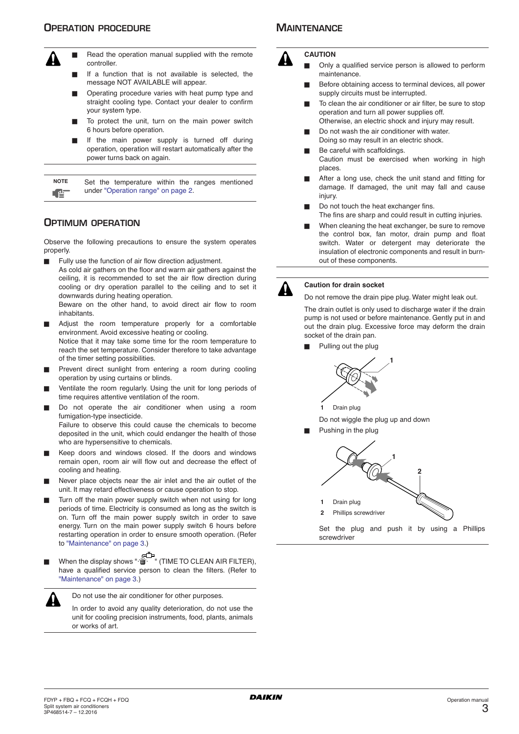## Operation procedure

- Read the operation manual supplied with the remote controller.
- If a function that is not available is selected, the message NOT AVAILABLE will appear.
- Operating procedure varies with heat pump type and straight cooling type. Contact your dealer to confirm your system type.
- To protect the unit, turn on the main power switch 6 hours before operation.
- If the main power supply is turned off during operation, operation will restart automatically after the power turns back on again.

**NOTE** Set the temperature within the ranges mentioned under "Operation range" on page 2.

## Optimum operation

Observe the following precautions to ensure the system operates properly.

- Fully use the function of air flow direction adjustment.
  As cold air gathers on the floor and warm air gathers against the ceiling, it is recommended to set the air flow direction during cooling or dry operation parallel to the ceiling and to set it downwards during heating operation.
  Beware on the other hand, to avoid direct air flow to room inhabitants.
- Adjust the room temperature properly for a comfortable environment. Avoid excessive heating or cooling.
  Notice that it may take some time for the room temperature to reach the set temperature. Consider therefore to take advantage of the timer setting possibilities.
- Prevent direct sunlight from entering a room during cooling operation by using curtains or blinds.
- Ventilate the room regularly. Using the unit for long periods of time requires attentive ventilation of the room.
- Do not operate the air conditioner when using a room fumigation-type insecticide.
  Failure to observe this could cause the chemicals to become deposited in the unit, which could endanger the health of those who are hypersensitive to chemicals.
- Keep doors and windows closed. If the doors and windows remain open, room air will flow out and decrease the effect of cooling and heating.
- Never place objects near the air inlet and the air outlet of the unit. It may retard effectiveness or cause operation to stop.
- Turn off the main power supply switch when not using for long periods of time. Electricity is consumed as long as the switch is on. Turn off the main power supply switch in order to save energy. Turn on the main power supply switch 6 hours before restarting operation in order to ensure smooth operation. (Refer to "Maintenance" on page 3.)
- When the display shows "" (TIME TO CLEAN AIR FILTER), have a qualified service person to clean the filters. (Refer to "Maintenance" on page 3.)

Do not use the air conditioner for other purposes.

In order to avoid any quality deterioration, do not use the unit for cooling precision instruments, food, plants, animals or works of art.

## Maintenance

**CAUTION**

- Only a qualified service person is allowed to perform maintenance.
- Before obtaining access to terminal devices, all power supply circuits must be interrupted.
- To clean the air conditioner or air filter, be sure to stop operation and turn all power supplies off.
  Otherwise, an electric shock and injury may result.
- Do not wash the air conditioner with water.
  Doing so may result in an electric shock.
- Be careful with scaffoldings.
  Caution must be exercised when working in high places.
- After a long use, check the unit stand and fitting for damage. If damaged, the unit may fall and cause injury.
- Do not touch the heat exchanger fins.
  The fins are sharp and could result in cutting injuries.
- When cleaning the heat exchanger, be sure to remove the control box, fan motor, drain pump and float switch. Water or detergent may deteriorate the insulation of electronic components and result in burn-out of these components.

**Caution for drain socket**

Do not remove the drain pipe plug. Water might leak out.

The drain outlet is only used to discharge water if the drain pump is not used or before maintenance. Gently put in and out the drain plug. Excessive force may deform the drain socket of the drain pan.

- Pulling out the plug

1 Drain plug

Do not wiggle the plug up and down

- Pushing in the plug

1 Drain plug
2 Phillips screwdriver

Set the plug and push it by using a Phillips screwdriver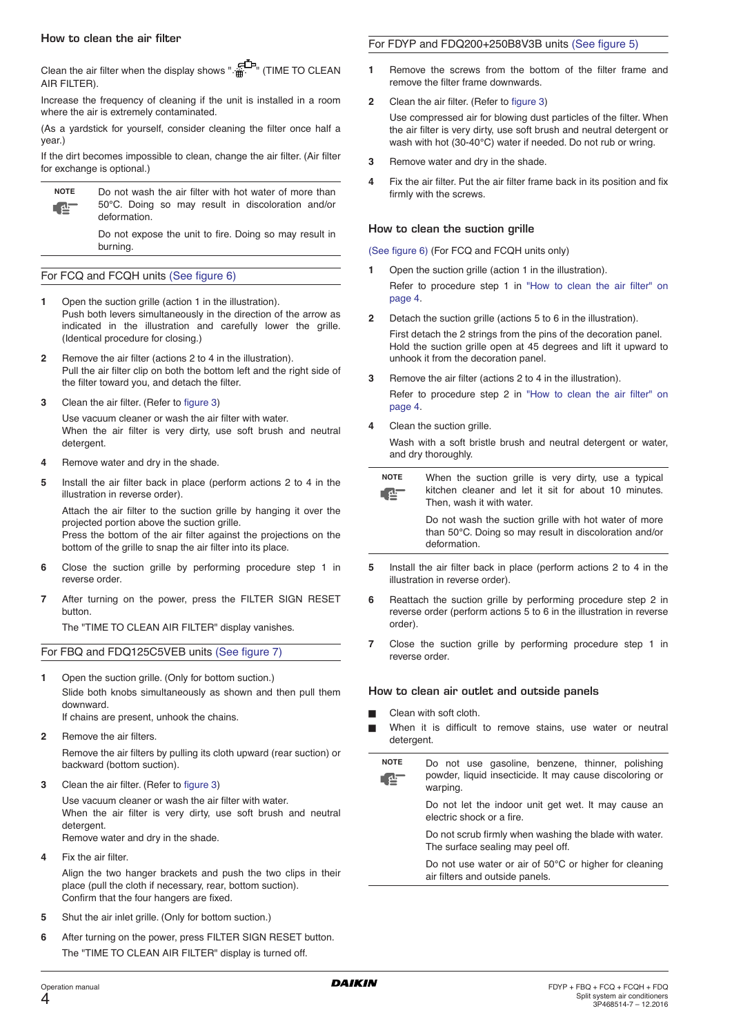## How to clean the air filter

Clean the air filter when the display shows "" (TIME TO CLEAN AIR FILTER).

Increase the frequency of cleaning if the unit is installed in a room where the air is extremely contaminated.

(As a yardstick for yourself, consider cleaning the filter once half a year.)

If the dirt becomes impossible to clean, change the air filter. (Air filter for exchange is optional.)

> **NOTE**
>
> Do not wash the air filter with hot water of more than 50°C. Doing so may result in discoloration and/or deformation.
>
> Do not expose the unit to fire. Doing so may result in burning.

### For FCQ and FCQH units (See figure 6)

1. Open the suction grille (action 1 in the illustration).
   Push both levers simultaneously in the direction of the arrow as indicated in the illustration and carefully lower the grille. (Identical procedure for closing.)
2. Remove the air filter (actions 2 to 4 in the illustration).
   Pull the air filter clip on both the bottom left and the right side of the filter toward you, and detach the filter.
3. Clean the air filter. (Refer to figure 3)

   Use vacuum cleaner or wash the air filter with water.
   When the air filter is very dirty, use soft brush and neutral detergent.
4. Remove water and dry in the shade.
5. Install the air filter back in place (perform actions 2 to 4 in the illustration in reverse order).

   Attach the air filter to the suction grille by hanging it over the projected portion above the suction grille.
   Press the bottom of the air filter against the projections on the bottom of the grille to snap the air filter into its place.
6. Close the suction grille by performing procedure step 1 in reverse order.
7. After turning on the power, press the FILTER SIGN RESET button.

   The "TIME TO CLEAN AIR FILTER" display vanishes.

### For FBQ and FDQ125C5VEB units (See figure 7)

1. Open the suction grille. (Only for bottom suction.)

   Slide both knobs simultaneously as shown and then pull them downward.
   If chains are present, unhook the chains.
2. Remove the air filters.

   Remove the air filters by pulling its cloth upward (rear suction) or backward (bottom suction).
3. Clean the air filter. (Refer to figure 3)

   Use vacuum cleaner or wash the air filter with water.
   When the air filter is very dirty, use soft brush and neutral detergent.
   Remove water and dry in the shade.
4. Fix the air filter.

   Align the two hanger brackets and push the two clips in their place (pull the cloth if necessary, rear, bottom suction).
   Confirm that the four hangers are fixed.
5. Shut the air inlet grille. (Only for bottom suction.)
6. After turning on the power, press FILTER SIGN RESET button.

   The "TIME TO CLEAN AIR FILTER" display is turned off.

### For FDYP and FDQ200+250B8V3B units (See figure 5)

1. Remove the screws from the bottom of the filter frame and remove the filter frame downwards.
2. Clean the air filter. (Refer to figure 3)

   Use compressed air for blowing dust particles of the filter. When the air filter is very dirty, use soft brush and neutral detergent or wash with hot (30-40°C) water if needed. Do not rub or wring.
3. Remove water and dry in the shade.
4. Fix the air filter. Put the air filter frame back in its position and fix firmly with the screws.

## How to clean the suction grille

(See figure 6) (For FCQ and FCQH units only)

1. Open the suction grille (action 1 in the illustration).

   Refer to procedure step 1 in "How to clean the air filter" on page 4.
2. Detach the suction grille (actions 5 to 6 in the illustration).

   First detach the 2 strings from the pins of the decoration panel. Hold the suction grille open at 45 degrees and lift it upward to unhook it from the decoration panel.
3. Remove the air filter (actions 2 to 4 in the illustration).

   Refer to procedure step 2 in "How to clean the air filter" on page 4.
4. Clean the suction grille.

   Wash with a soft bristle brush and neutral detergent or water, and dry thoroughly.

> **NOTE**
>
> When the suction grille is very dirty, use a typical kitchen cleaner and let it sit for about 10 minutes. Then, wash it with water.
>
> Do not wash the suction grille with hot water of more than 50°C. Doing so may result in discoloration and/or deformation.

5. Install the air filter back in place (perform actions 2 to 4 in the illustration in reverse order).
6. Reattach the suction grille by performing procedure step 2 in reverse order (perform actions 5 to 6 in the illustration in reverse order).
7. Close the suction grille by performing procedure step 1 in reverse order.

## How to clean air outlet and outside panels

- Clean with soft cloth.
- When it is difficult to remove stains, use water or neutral detergent.

> **NOTE**
>
> Do not use gasoline, benzene, thinner, polishing powder, liquid insecticide. It may cause discoloring or warping.
>
> Do not let the indoor unit get wet. It may cause an electric shock or a fire.
>
> Do not scrub firmly when washing the blade with water. The surface sealing may peel off.
>
> Do not use water or air of 50°C or higher for cleaning air filters and outside panels.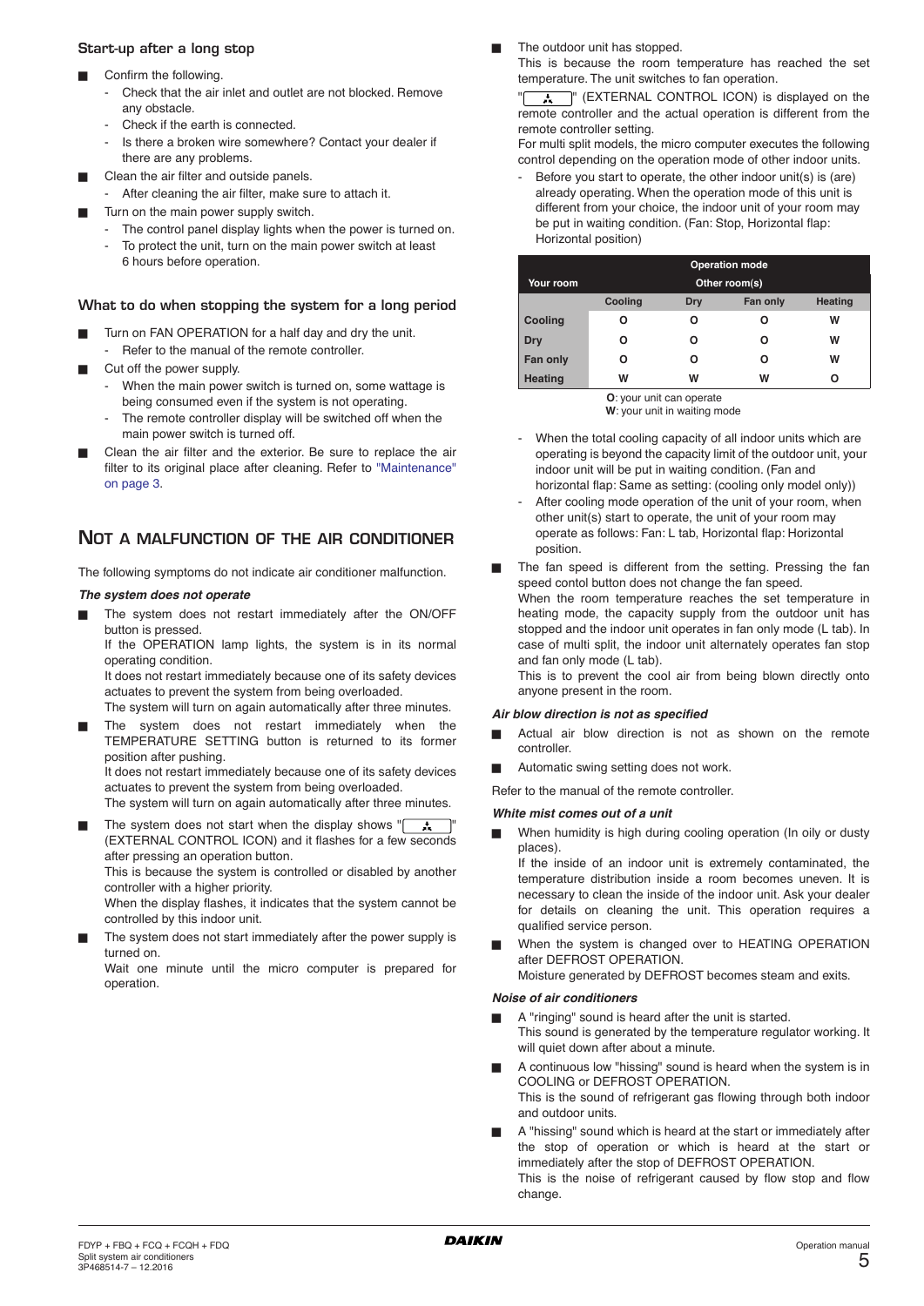### Start-up after a long stop

- Confirm the following.
  - Check that the air inlet and outlet are not blocked. Remove any obstacle.
  - Check if the earth is connected.
  - Is there a broken wire somewhere? Contact your dealer if there are any problems.
- Clean the air filter and outside panels.
  - After cleaning the air filter, make sure to attach it.
- Turn on the main power supply switch.
  - The control panel display lights when the power is turned on.
  - To protect the unit, turn on the main power switch at least 6 hours before operation.

### What to do when stopping the system for a long period

- Turn on FAN OPERATION for a half day and dry the unit.
  - Refer to the manual of the remote controller.
- Cut off the power supply.
  - When the main power switch is turned on, some wattage is being consumed even if the system is not operating.
  - The remote controller display will be switched off when the main power switch is turned off.
- Clean the air filter and the exterior. Be sure to replace the air filter to its original place after cleaning. Refer to "Maintenance" on page 3.

## NOT A MALFUNCTION OF THE AIR CONDITIONER

The following symptoms do not indicate air conditioner malfunction.

***The system does not operate***

- The system does not restart immediately after the ON/OFF button is pressed.
  If the OPERATION lamp lights, the system is in its normal operating condition.
  It does not restart immediately because one of its safety devices actuates to prevent the system from being overloaded.
  The system will turn on again automatically after three minutes.
- The system does not restart immediately when the TEMPERATURE SETTING button is returned to its former position after pushing.
  It does not restart immediately because one of its safety devices actuates to prevent the system from being overloaded.
  The system will turn on again automatically after three minutes.
- The system does not start when the display shows "  " (EXTERNAL CONTROL ICON) and it flashes for a few seconds after pressing an operation button.
  This is because the system is controlled or disabled by another controller with a higher priority.
  When the display flashes, it indicates that the system cannot be controlled by this indoor unit.
- The system does not start immediately after the power supply is turned on.
  Wait one minute until the micro computer is prepared for operation.
- The outdoor unit has stopped.
  This is because the room temperature has reached the set temperature. The unit switches to fan operation.
  "  " (EXTERNAL CONTROL ICON) is displayed on the remote controller and the actual operation is different from the remote controller setting.
  For multi split models, the micro computer executes the following control depending on the operation mode of other indoor units.
  - Before you start to operate, the other indoor unit(s) is (are) already operating. When the operation mode of this unit is different from your choice, the indoor unit of your room may be put in waiting condition. (Fan: Stop, Horizontal flap: Horizontal position)

| Your room | Operation mode | | | |
|---|---|---|---|---|
| | Other room(s) | | | |
| | **Cooling** | **Dry** | **Fan only** | **Heating** |
| **Cooling** | O | O | O | W |
| **Dry** | O | O | O | W |
| **Fan only** | O | O | O | W |
| **Heating** | W | W | W | O |

**O**: your unit can operate
**W**: your unit in waiting mode

  - When the total cooling capacity of all indoor units which are operating is beyond the capacity limit of the outdoor unit, your indoor unit will be put in waiting condition. (Fan and horizontal flap: Same as setting: (cooling only model only))
  - After cooling mode operation of the unit of your room, when other unit(s) start to operate, the unit of your room may operate as follows: Fan: L tab, Horizontal flap: Horizontal position.
- The fan speed is different from the setting. Pressing the fan speed contol button does not change the fan speed.
  When the room temperature reaches the set temperature in heating mode, the capacity supply from the outdoor unit has stopped and the indoor unit operates in fan only mode (L tab). In case of multi split, the indoor unit alternately operates fan stop and fan only mode (L tab).
  This is to prevent the cool air from being blown directly onto anyone present in the room.

***Air blow direction is not as specified***

- Actual air blow direction is not as shown on the remote controller.
- Automatic swing setting does not work.

Refer to the manual of the remote controller.

***White mist comes out of a unit***

- When humidity is high during cooling operation (In oily or dusty places).
  If the inside of an indoor unit is extremely contaminated, the temperature distribution inside a room becomes uneven. It is necessary to clean the inside of the indoor unit. Ask your dealer for details on cleaning the unit. This operation requires a qualified service person.
- When the system is changed over to HEATING OPERATION after DEFROST OPERATION.
  Moisture generated by DEFROST becomes steam and exits.

***Noise of air conditioners***

- A "ringing" sound is heard after the unit is started.
  This sound is generated by the temperature regulator working. It will quiet down after about a minute.
- A continuous low "hissing" sound is heard when the system is in COOLING or DEFROST OPERATION.
  This is the sound of refrigerant gas flowing through both indoor and outdoor units.
- A "hissing" sound which is heard at the start or immediately after the stop of operation or which is heard at the start or immediately after the stop of DEFROST OPERATION.
  This is the noise of refrigerant caused by flow stop and flow change.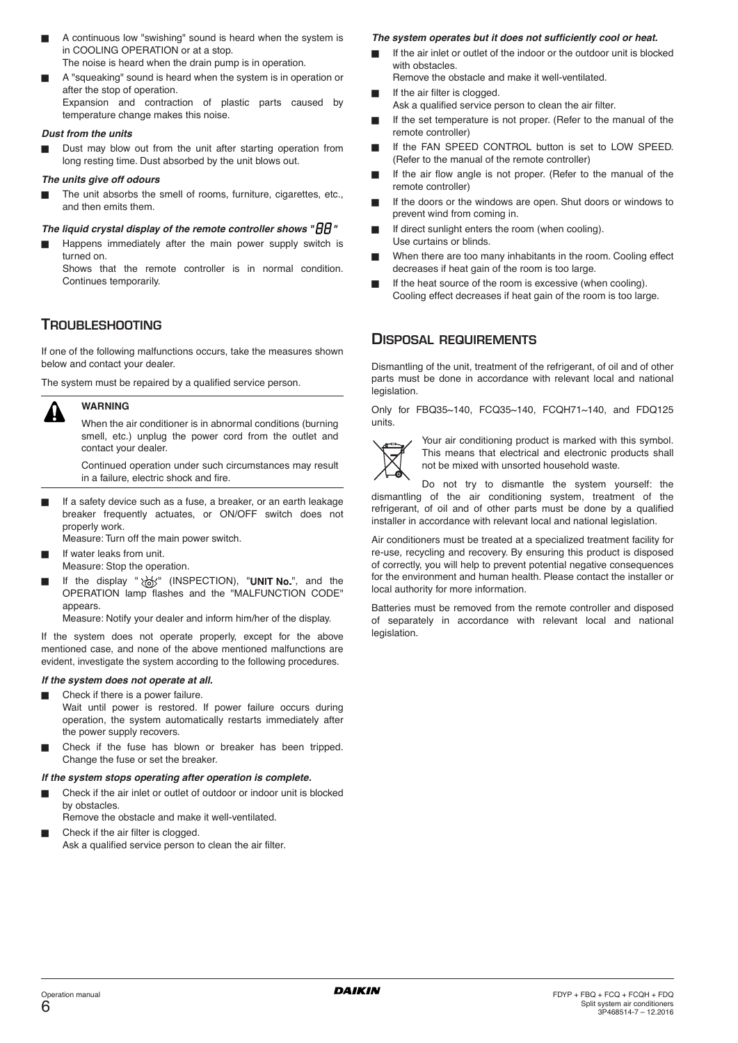- A continuous low "swishing" sound is heard when the system is in COOLING OPERATION or at a stop.
  The noise is heard when the drain pump is in operation.
- A "squeaking" sound is heard when the system is in operation or after the stop of operation.
  Expansion and contraction of plastic parts caused by temperature change makes this noise.

***Dust from the units***

- Dust may blow out from the unit after starting operation from long resting time. Dust absorbed by the unit blows out.

***The units give off odours***

- The unit absorbs the smell of rooms, furniture, cigarettes, etc., and then emits them.

***The liquid crystal display of the remote controller shows "88"***

- Happens immediately after the main power supply switch is turned on.
  Shows that the remote controller is in normal condition. Continues temporarily.

## Troubleshooting

If one of the following malfunctions occurs, take the measures shown below and contact your dealer.

The system must be repaired by a qualified service person.

> **WARNING**
>
> When the air conditioner is in abnormal conditions (burning smell, etc.) unplug the power cord from the outlet and contact your dealer.
>
> Continued operation under such circumstances may result in a failure, electric shock and fire.

- If a safety device such as a fuse, a breaker, or an earth leakage breaker frequently actuates, or ON/OFF switch does not properly work.
  Measure: Turn off the main power switch.
- If water leaks from unit.
  Measure: Stop the operation.
- If the display "" (INSPECTION), "**UNIT No.**", and the OPERATION lamp flashes and the "MALFUNCTION CODE" appears.
  Measure: Notify your dealer and inform him/her of the display.

If the system does not operate properly, except for the above mentioned case, and none of the above mentioned malfunctions are evident, investigate the system according to the following procedures.

***If the system does not operate at all.***

- Check if there is a power failure.
  Wait until power is restored. If power failure occurs during operation, the system automatically restarts immediately after the power supply recovers.
- Check if the fuse has blown or breaker has been tripped. Change the fuse or set the breaker.

***If the system stops operating after operation is complete.***

- Check if the air inlet or outlet of outdoor or indoor unit is blocked by obstacles.
  Remove the obstacle and make it well-ventilated.
- Check if the air filter is clogged.
  Ask a qualified service person to clean the air filter.

***The system operates but it does not sufficiently cool or heat.***

- If the air inlet or outlet of the indoor or the outdoor unit is blocked with obstacles.
  Remove the obstacle and make it well-ventilated.
- If the air filter is clogged.
  Ask a qualified service person to clean the air filter.
- If the set temperature is not proper. (Refer to the manual of the remote controller)
- If the FAN SPEED CONTROL button is set to LOW SPEED. (Refer to the manual of the remote controller)
- If the air flow angle is not proper. (Refer to the manual of the remote controller)
- If the doors or the windows are open. Shut doors or windows to prevent wind from coming in.
- If direct sunlight enters the room (when cooling).
  Use curtains or blinds.
- When there are too many inhabitants in the room. Cooling effect decreases if heat gain of the room is too large.
- If the heat source of the room is excessive (when cooling).
  Cooling effect decreases if heat gain of the room is too large.

## Disposal requirements

Dismantling of the unit, treatment of the refrigerant, of oil and of other parts must be done in accordance with relevant local and national legislation.

Only for FBQ35~140, FCQ35~140, FCQH71~140, and FDQ125 units.

Your air conditioning product is marked with this symbol. This means that electrical and electronic products shall not be mixed with unsorted household waste.

Do not try to dismantle the system yourself: the dismantling of the air conditioning system, treatment of the refrigerant, of oil and of other parts must be done by a qualified installer in accordance with relevant local and national legislation.

Air conditioners must be treated at a specialized treatment facility for re-use, recycling and recovery. By ensuring this product is disposed of correctly, you will help to prevent potential negative consequences for the environment and human health. Please contact the installer or local authority for more information.

Batteries must be removed from the remote controller and disposed of separately in accordance with relevant local and national legislation.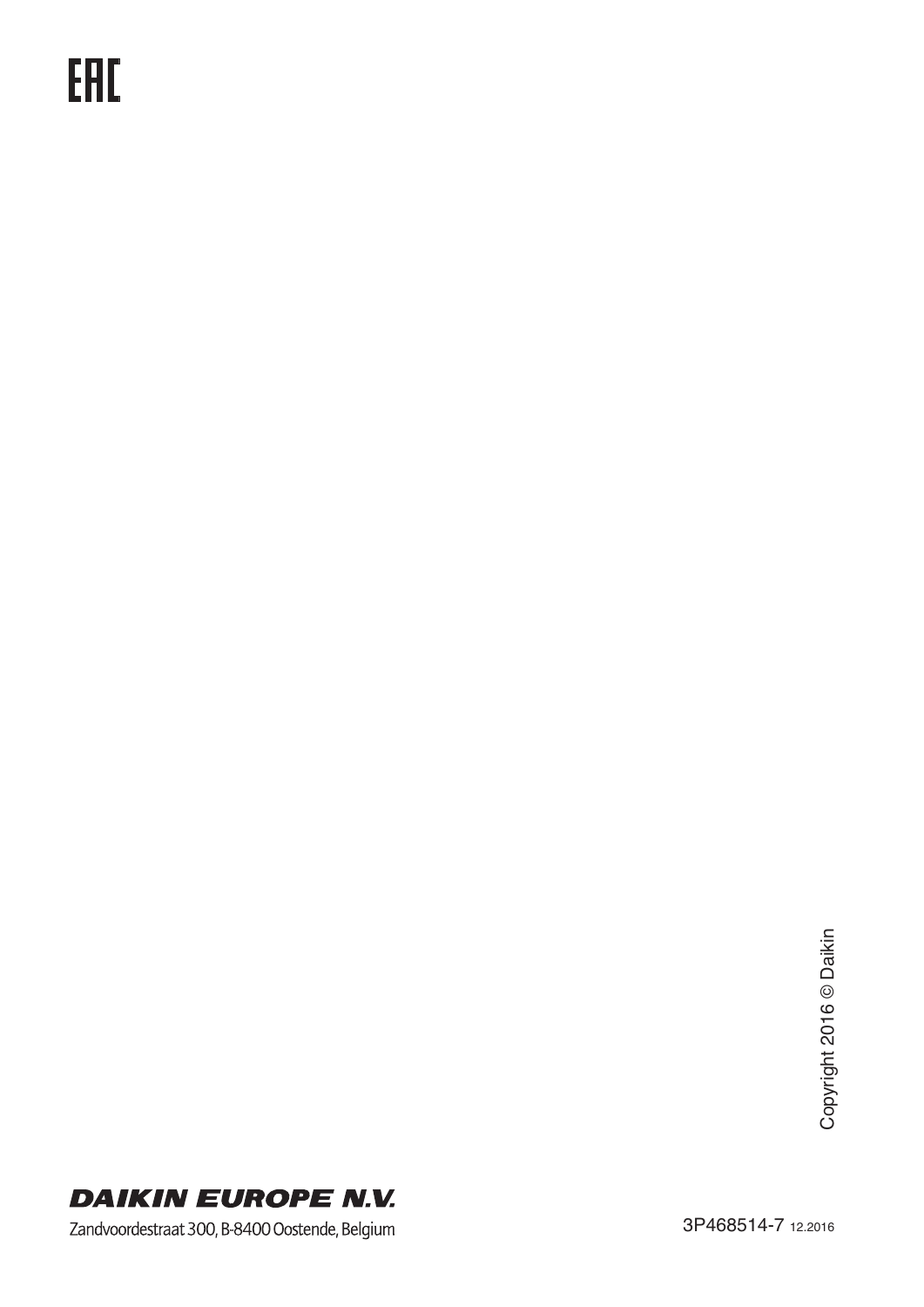EAC

Copyright 2016 © Daikin

**DAIKIN EUROPE N.V.**

Zandvoordestraat 300, B-8400 Oostende, Belgium

3P468514-7 12.2016